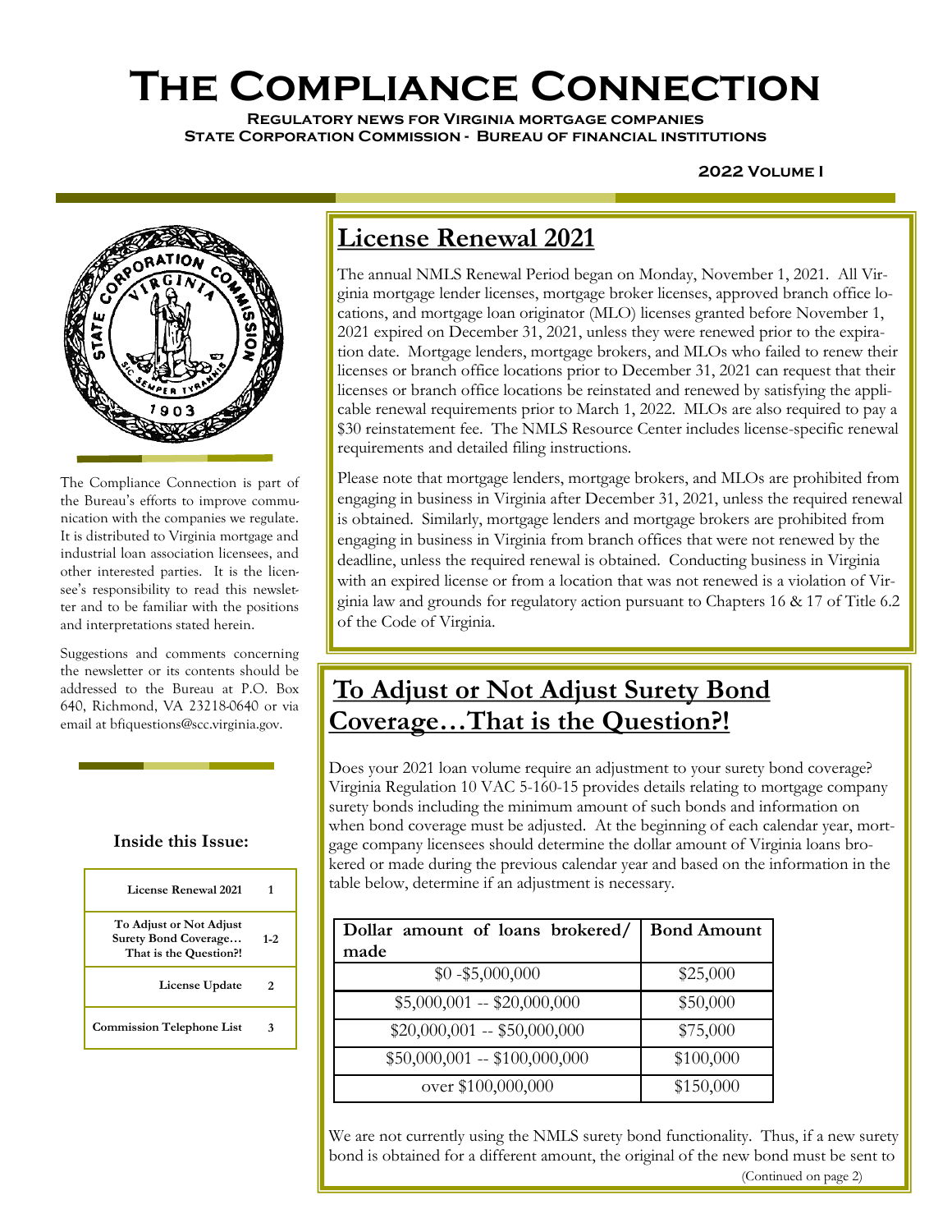# The Compliance Connection

**Regulatory news for Virginia mortgage companies**
**State Corporation Commission - Bureau of financial institutions**

**2022 Volume I**

The Compliance Connection is part of the Bureau's efforts to improve communication with the companies we regulate. It is distributed to Virginia mortgage and industrial loan association licensees, and other interested parties. It is the licensee's responsibility to read this newsletter and to be familiar with the positions and interpretations stated herein.

Suggestions and comments concerning the newsletter or its contents should be addressed to the Bureau at P.O. Box 640, Richmond, VA 23218-0640 or via email at bfiquestions@scc.virginia.gov.

### Inside this Issue:

| | |
|---|---|
| License Renewal 2021 | 1 |
| To Adjust or Not Adjust Surety Bond Coverage… That is the Question?! | 1-2 |
| License Update | 2 |
| Commission Telephone List | 3 |

## License Renewal 2021

The annual NMLS Renewal Period began on Monday, November 1, 2021. All Virginia mortgage lender licenses, mortgage broker licenses, approved branch office locations, and mortgage loan originator (MLO) licenses granted before November 1, 2021 expired on December 31, 2021, unless they were renewed prior to the expiration date. Mortgage lenders, mortgage brokers, and MLOs who failed to renew their licenses or branch office locations prior to December 31, 2021 can request that their licenses or branch office locations be reinstated and renewed by satisfying the applicable renewal requirements prior to March 1, 2022. MLOs are also required to pay a \$30 reinstatement fee. The NMLS Resource Center includes license-specific renewal requirements and detailed filing instructions.

Please note that mortgage lenders, mortgage brokers, and MLOs are prohibited from engaging in business in Virginia after December 31, 2021, unless the required renewal is obtained. Similarly, mortgage lenders and mortgage brokers are prohibited from engaging in business in Virginia from branch offices that were not renewed by the deadline, unless the required renewal is obtained. Conducting business in Virginia with an expired license or from a location that was not renewed is a violation of Virginia law and grounds for regulatory action pursuant to Chapters 16 & 17 of Title 6.2 of the Code of Virginia.

## To Adjust or Not Adjust Surety Bond Coverage…That is the Question?!

Does your 2021 loan volume require an adjustment to your surety bond coverage? Virginia Regulation 10 VAC 5-160-15 provides details relating to mortgage company surety bonds including the minimum amount of such bonds and information on when bond coverage must be adjusted. At the beginning of each calendar year, mortgage company licensees should determine the dollar amount of Virginia loans brokered or made during the previous calendar year and based on the information in the table below, determine if an adjustment is necessary.

| Dollar amount of loans brokered/made | Bond Amount |
|---|---|
| \$0 -\$5,000,000 | \$25,000 |
| \$5,000,001 -- \$20,000,000 | \$50,000 |
| \$20,000,001 -- \$50,000,000 | \$75,000 |
| \$50,000,001 -- \$100,000,000 | \$100,000 |
| over \$100,000,000 | \$150,000 |

We are not currently using the NMLS surety bond functionality. Thus, if a new surety bond is obtained for a different amount, the original of the new bond must be sent to

(Continued on page 2)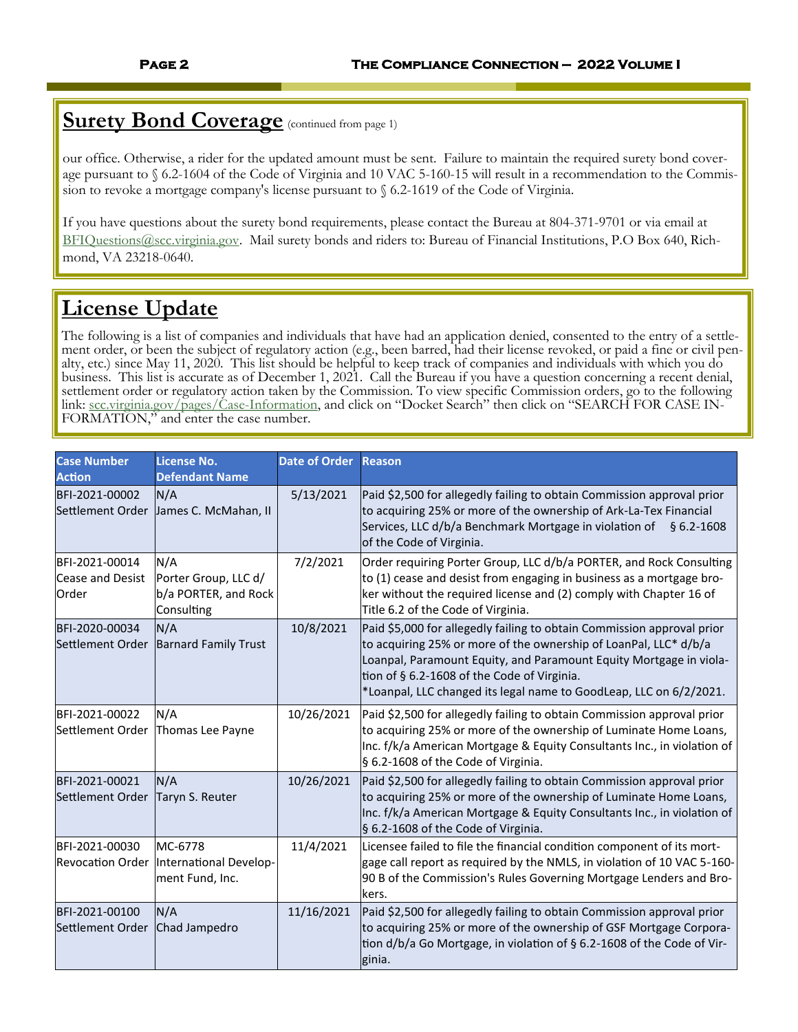## Surety Bond Coverage (continued from page 1)

our office. Otherwise, a rider for the updated amount must be sent. Failure to maintain the required surety bond coverage pursuant to § 6.2-1604 of the Code of Virginia and 10 VAC 5-160-15 will result in a recommendation to the Commission to revoke a mortgage company's license pursuant to § 6.2-1619 of the Code of Virginia.

If you have questions about the surety bond requirements, please contact the Bureau at 804-371-9701 or via email at BFIQuestions@scc.virginia.gov. Mail surety bonds and riders to: Bureau of Financial Institutions, P.O Box 640, Richmond, VA 23218-0640.

## License Update

The following is a list of companies and individuals that have had an application denied, consented to the entry of a settlement order, or been the subject of regulatory action (e.g., been barred, had their license revoked, or paid a fine or civil penalty, etc.) since May 11, 2020. This list should be helpful to keep track of companies and individuals with which you do business. This list is accurate as of December 1, 2021. Call the Bureau if you have a question concerning a recent denial, settlement order or regulatory action taken by the Commission. To view specific Commission orders, go to the following link: scc.virginia.gov/pages/Case-Information, and click on "Docket Search" then click on "SEARCH FOR CASE INFORMATION," and enter the case number.

| Case Number Action | License No. Defendant Name | Date of Order | Reason |
|---|---|---|---|
| BFI-2021-00002 Settlement Order | N/A James C. McMahan, II | 5/13/2021 | Paid $2,500 for allegedly failing to obtain Commission approval prior to acquiring 25% or more of the ownership of Ark-La-Tex Financial Services, LLC d/b/a Benchmark Mortgage in violation of § 6.2-1608 of the Code of Virginia. |
| BFI-2021-00014 Cease and Desist Order | N/A Porter Group, LLC d/b/a PORTER, and Rock Consulting | 7/2/2021 | Order requiring Porter Group, LLC d/b/a PORTER, and Rock Consulting to (1) cease and desist from engaging in business as a mortgage broker without the required license and (2) comply with Chapter 16 of Title 6.2 of the Code of Virginia. |
| BFI-2020-00034 Settlement Order | N/A Barnard Family Trust | 10/8/2021 | Paid $5,000 for allegedly failing to obtain Commission approval prior to acquiring 25% or more of the ownership of LoanPal, LLC* d/b/a Loanpal, Paramount Equity, and Paramount Equity Mortgage in violation of § 6.2-1608 of the Code of Virginia. *Loanpal, LLC changed its legal name to GoodLeap, LLC on 6/2/2021. |
| BFI-2021-00022 Settlement Order | N/A Thomas Lee Payne | 10/26/2021 | Paid $2,500 for allegedly failing to obtain Commission approval prior to acquiring 25% or more of the ownership of Luminate Home Loans, Inc. f/k/a American Mortgage & Equity Consultants Inc., in violation of § 6.2-1608 of the Code of Virginia. |
| BFI-2021-00021 Settlement Order | N/A Taryn S. Reuter | 10/26/2021 | Paid $2,500 for allegedly failing to obtain Commission approval prior to acquiring 25% or more of the ownership of Luminate Home Loans, Inc. f/k/a American Mortgage & Equity Consultants Inc., in violation of § 6.2-1608 of the Code of Virginia. |
| BFI-2021-00030 Revocation Order | MC-6778 International Development Fund, Inc. | 11/4/2021 | Licensee failed to file the financial condition component of its mortgage call report as required by the NMLS, in violation of 10 VAC 5-160-90 B of the Commission's Rules Governing Mortgage Lenders and Brokers. |
| BFI-2021-00100 Settlement Order | N/A Chad Jampedro | 11/16/2021 | Paid $2,500 for allegedly failing to obtain Commission approval prior to acquiring 25% or more of the ownership of GSF Mortgage Corporation d/b/a Go Mortgage, in violation of § 6.2-1608 of the Code of Virginia. |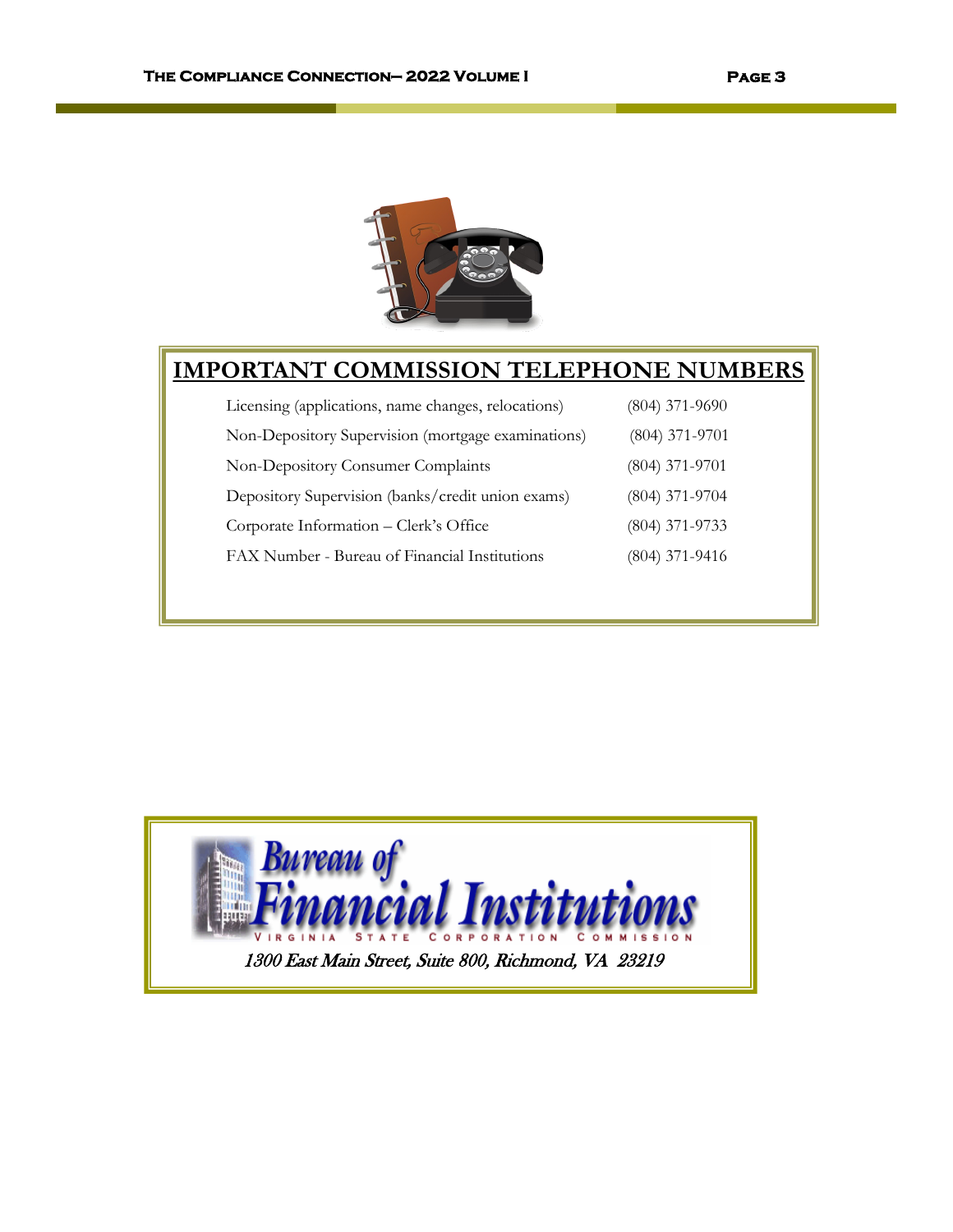## IMPORTANT COMMISSION TELEPHONE NUMBERS

| | |
|---|---|
| Licensing (applications, name changes, relocations) | (804) 371-9690 |
| Non-Depository Supervision (mortgage examinations) | (804) 371-9701 |
| Non-Depository Consumer Complaints | (804) 371-9701 |
| Depository Supervision (banks/credit union exams) | (804) 371-9704 |
| Corporate Information – Clerk's Office | (804) 371-9733 |
| FAX Number - Bureau of Financial Institutions | (804) 371-9416 |

**Bureau of Financial Institutions**

VIRGINIA STATE CORPORATION COMMISSION

*1300 East Main Street, Suite 800, Richmond, VA 23219*